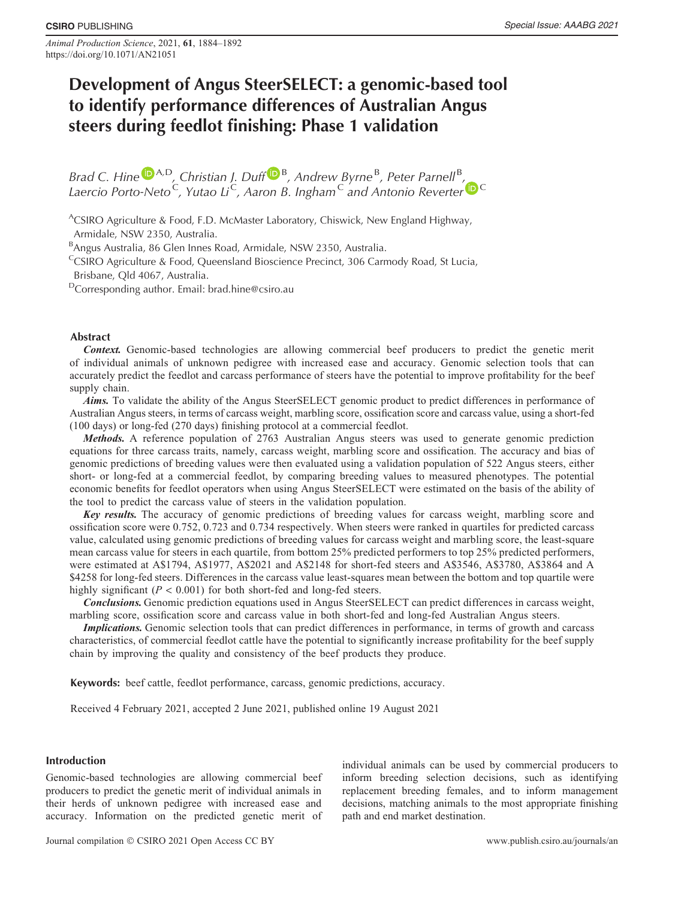# Development of Angus SteerSELECT: a genomic-based tool to identify performance differences of Australian Angus steers during feedlot finishing: Phase 1 validation

*Brad C. Hine* [A,D], *Christian J. Duff* [B], *Andrew Byrne* [B], *Peter Parnell* [B], *Laercio Porto-Neto* [C], *Yutao Li* [C], *Aaron B. Ingham* [C] *and Antonio Reverter* [C]

[A]CSIRO Agriculture & Food, F.D. McMaster Laboratory, Chiswick, New England Highway, Armidale, NSW 2350, Australia.

[B]Angus Australia, 86 Glen Innes Road, Armidale, NSW 2350, Australia.

[C]CSIRO Agriculture & Food, Queensland Bioscience Precinct, 306 Carmody Road, St Lucia, Brisbane, Qld 4067, Australia.

[D]Corresponding author. Email: brad.hine@csiro.au

## Abstract

***Context.*** Genomic-based technologies are allowing commercial beef producers to predict the genetic merit of individual animals of unknown pedigree with increased ease and accuracy. Genomic selection tools that can accurately predict the feedlot and carcass performance of steers have the potential to improve profitability for the beef supply chain.

***Aims.*** To validate the ability of the Angus SteerSELECT genomic product to predict differences in performance of Australian Angus steers, in terms of carcass weight, marbling score, ossification score and carcass value, using a short-fed (100 days) or long-fed (270 days) finishing protocol at a commercial feedlot.

***Methods.*** A reference population of 2763 Australian Angus steers was used to generate genomic prediction equations for three carcass traits, namely, carcass weight, marbling score and ossification. The accuracy and bias of genomic predictions of breeding values were then evaluated using a validation population of 522 Angus steers, either short- or long-fed at a commercial feedlot, by comparing breeding values to measured phenotypes. The potential economic benefits for feedlot operators when using Angus SteerSELECT were estimated on the basis of the ability of the tool to predict the carcass value of steers in the validation population.

***Key results.*** The accuracy of genomic predictions of breeding values for carcass weight, marbling score and ossification score were 0.752, 0.723 and 0.734 respectively. When steers were ranked in quartiles for predicted carcass value, calculated using genomic predictions of breeding values for carcass weight and marbling score, the least-square mean carcass value for steers in each quartile, from bottom 25% predicted performers to top 25% predicted performers, were estimated at A$1794, A$1977, A$2021 and A$2148 for short-fed steers and A$3546, A$3780, A$3864 and A $4258 for long-fed steers. Differences in the carcass value least-squares mean between the bottom and top quartile were highly significant ($P < 0.001$) for both short-fed and long-fed steers.

***Conclusions.*** Genomic prediction equations used in Angus SteerSELECT can predict differences in carcass weight, marbling score, ossification score and carcass value in both short-fed and long-fed Australian Angus steers.

***Implications.*** Genomic selection tools that can predict differences in performance, in terms of growth and carcass characteristics, of commercial feedlot cattle have the potential to significantly increase profitability for the beef supply chain by improving the quality and consistency of the beef products they produce.

**Keywords:** beef cattle, feedlot performance, carcass, genomic predictions, accuracy.

Received 4 February 2021, accepted 2 June 2021, published online 19 August 2021

## Introduction

Genomic-based technologies are allowing commercial beef producers to predict the genetic merit of individual animals in their herds of unknown pedigree with increased ease and accuracy. Information on the predicted genetic merit of individual animals can be used by commercial producers to inform breeding selection decisions, such as identifying replacement breeding females, and to inform management decisions, matching animals to the most appropriate finishing path and end market destination.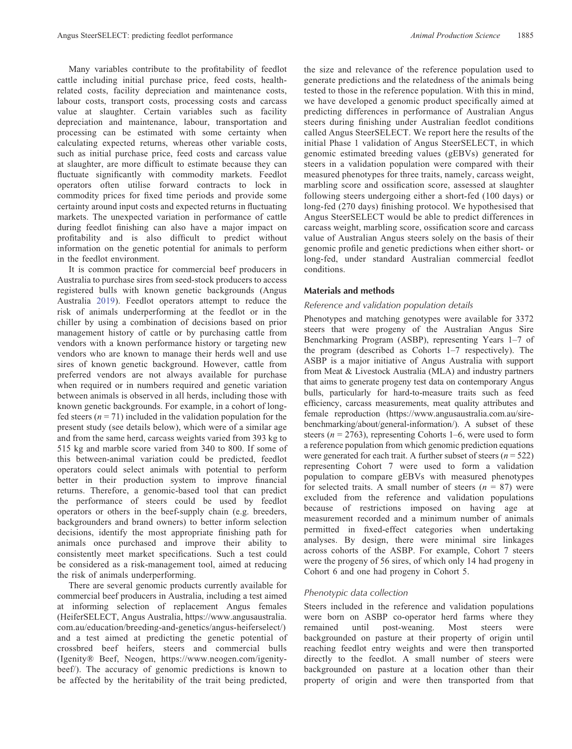Many variables contribute to the profitability of feedlot cattle including initial purchase price, feed costs, health-related costs, facility depreciation and maintenance costs, labour costs, transport costs, processing costs and carcass value at slaughter. Certain variables such as facility depreciation and maintenance, labour, transportation and processing can be estimated with some certainty when calculating expected returns, whereas other variable costs, such as initial purchase price, feed costs and carcass value at slaughter, are more difficult to estimate because they can fluctuate significantly with commodity markets. Feedlot operators often utilise forward contracts to lock in commodity prices for fixed time periods and provide some certainty around input costs and expected returns in fluctuating markets. The unexpected variation in performance of cattle during feedlot finishing can also have a major impact on profitability and is also difficult to predict without information on the genetic potential for animals to perform in the feedlot environment.

It is common practice for commercial beef producers in Australia to purchase sires from seed-stock producers to access registered bulls with known genetic backgrounds (Angus Australia 2019). Feedlot operators attempt to reduce the risk of animals underperforming at the feedlot or in the chiller by using a combination of decisions based on prior management history of cattle or by purchasing cattle from vendors with a known performance history or targeting new vendors who are known to manage their herds well and use sires of known genetic background. However, cattle from preferred vendors are not always available for purchase when required or in numbers required and genetic variation between animals is observed in all herds, including those with known genetic backgrounds. For example, in a cohort of long-fed steers ($n = 71$) included in the validation population for the present study (see details below), which were of a similar age and from the same herd, carcass weights varied from 393 kg to 515 kg and marble score varied from 340 to 800. If some of this between-animal variation could be predicted, feedlot operators could select animals with potential to perform better in their production system to improve financial returns. Therefore, a genomic-based tool that can predict the performance of steers could be used by feedlot operators or others in the beef-supply chain (e.g. breeders, backgrounders and brand owners) to better inform selection decisions, identify the most appropriate finishing path for animals once purchased and improve their ability to consistently meet market specifications. Such a test could be considered as a risk-management tool, aimed at reducing the risk of animals underperforming.

There are several genomic products currently available for commercial beef producers in Australia, including a test aimed at informing selection of replacement Angus females (HeiferSELECT, Angus Australia, https://www.angusaustralia.com.au/education/breeding-and-genetics/angus-heiferselect/) and a test aimed at predicting the genetic potential of crossbred beef heifers, steers and commercial bulls (Igenity® Beef, Neogen, https://www.neogen.com/igenity-beef/). The accuracy of genomic predictions is known to be affected by the heritability of the trait being predicted, the size and relevance of the reference population used to generate predictions and the relatedness of the animals being tested to those in the reference population. With this in mind, we have developed a genomic product specifically aimed at predicting differences in performance of Australian Angus steers during finishing under Australian feedlot conditions called Angus SteerSELECT. We report here the results of the initial Phase 1 validation of Angus SteerSELECT, in which genomic estimated breeding values (gEBVs) generated for steers in a validation population were compared with their measured phenotypes for three traits, namely, carcass weight, marbling score and ossification score, assessed at slaughter following steers undergoing either a short-fed (100 days) or long-fed (270 days) finishing protocol. We hypothesised that Angus SteerSELECT would be able to predict differences in carcass weight, marbling score, ossification score and carcass value of Australian Angus steers solely on the basis of their genomic profile and genetic predictions when either short- or long-fed, under standard Australian commercial feedlot conditions.

## Materials and methods

### *Reference and validation population details*

Phenotypes and matching genotypes were available for 3372 steers that were progeny of the Australian Angus Sire Benchmarking Program (ASBP), representing Years 1–7 of the program (described as Cohorts 1–7 respectively). The ASBP is a major initiative of Angus Australia with support from Meat & Livestock Australia (MLA) and industry partners that aims to generate progeny test data on contemporary Angus bulls, particularly for hard-to-measure traits such as feed efficiency, carcass measurements, meat quality attributes and female reproduction (https://www.angusaustralia.com.au/sire-benchmarking/about/general-information/). A subset of these steers ($n = 2763$), representing Cohorts 1–6, were used to form a reference population from which genomic prediction equations were generated for each trait. A further subset of steers ($n = 522$) representing Cohort 7 were used to form a validation population to compare gEBVs with measured phenotypes for selected traits. A small number of steers ($n = 87$) were excluded from the reference and validation populations because of restrictions imposed on having age at measurement recorded and a minimum number of animals permitted in fixed-effect categories when undertaking analyses. By design, there were minimal sire linkages across cohorts of the ASBP. For example, Cohort 7 steers were the progeny of 56 sires, of which only 14 had progeny in Cohort 6 and one had progeny in Cohort 5.

### *Phenotypic data collection*

Steers included in the reference and validation populations were born on ASBP co-operator herd farms where they remained until post-weaning. Most steers were backgrounded on pasture at their property of origin until reaching feedlot entry weights and were then transported directly to the feedlot. A small number of steers were backgrounded on pasture at a location other than their property of origin and were then transported from that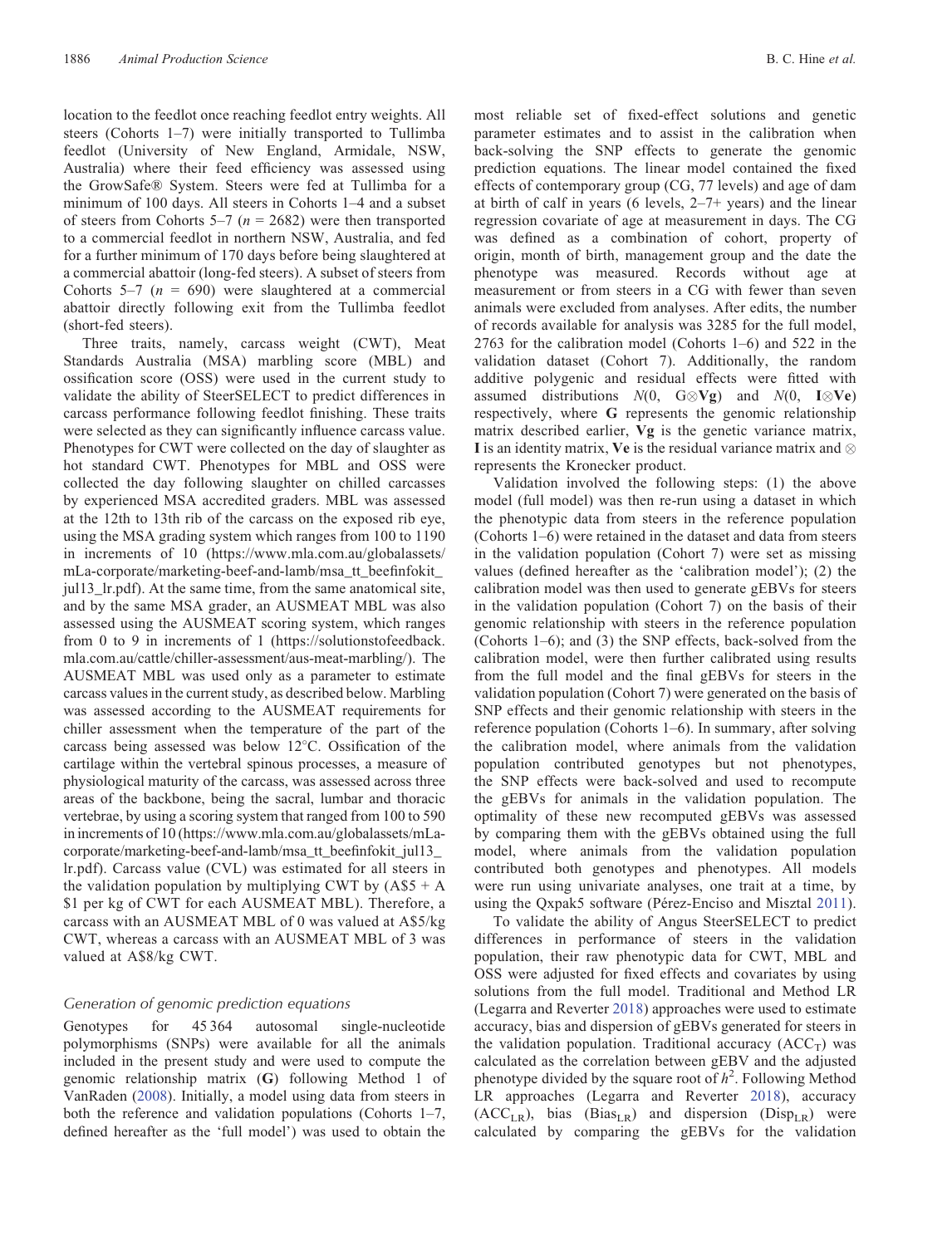location to the feedlot once reaching feedlot entry weights. All steers (Cohorts 1–7) were initially transported to Tullimba feedlot (University of New England, Armidale, NSW, Australia) where their feed efficiency was assessed using the GrowSafe® System. Steers were fed at Tullimba for a minimum of 100 days. All steers in Cohorts 1–4 and a subset of steers from Cohorts 5–7 ($n$ = 2682) were then transported to a commercial feedlot in northern NSW, Australia, and fed for a further minimum of 170 days before being slaughtered at a commercial abattoir (long-fed steers). A subset of steers from Cohorts 5–7 ($n$ = 690) were slaughtered at a commercial abattoir directly following exit from the Tullimba feedlot (short-fed steers).

Three traits, namely, carcass weight (CWT), Meat Standards Australia (MSA) marbling score (MBL) and ossification score (OSS) were used in the current study to validate the ability of SteerSELECT to predict differences in carcass performance following feedlot finishing. These traits were selected as they can significantly influence carcass value. Phenotypes for CWT were collected on the day of slaughter as hot standard CWT. Phenotypes for MBL and OSS were collected the day following slaughter on chilled carcasses by experienced MSA accredited graders. MBL was assessed at the 12th to 13th rib of the carcass on the exposed rib eye, using the MSA grading system which ranges from 100 to 1190 in increments of 10 (https://www.mla.com.au/globalassets/mLa-corporate/marketing-beef-and-lamb/msa_tt_beefinfokit_jul13_lr.pdf). At the same time, from the same anatomical site, and by the same MSA grader, an AUSMEAT MBL was also assessed using the AUSMEAT scoring system, which ranges from 0 to 9 in increments of 1 (https://solutionstofeedback.mla.com.au/cattle/chiller-assessment/aus-meat-marbling/). The AUSMEAT MBL was used only as a parameter to estimate carcass values in the current study, as described below. Marbling was assessed according to the AUSMEAT requirements for chiller assessment when the temperature of the part of the carcass being assessed was below 12°C. Ossification of the cartilage within the vertebral spinous processes, a measure of physiological maturity of the carcass, was assessed across three areas of the backbone, being the sacral, lumbar and thoracic vertebrae, by using a scoring system that ranged from 100 to 590 in increments of 10 (https://www.mla.com.au/globalassets/mLa-corporate/marketing-beef-and-lamb/msa_tt_beefinfokit_jul13_lr.pdf). Carcass value (CVL) was estimated for all steers in the validation population by multiplying CWT by (A\$5 + A\$1 per kg of CWT for each AUSMEAT MBL). Therefore, a carcass with an AUSMEAT MBL of 0 was valued at A\$5/kg CWT, whereas a carcass with an AUSMEAT MBL of 3 was valued at A\$8/kg CWT.

## *Generation of genomic prediction equations*

Genotypes for 45 364 autosomal single-nucleotide polymorphisms (SNPs) were available for all the animals included in the present study and were used to compute the genomic relationship matrix (**G**) following Method 1 of VanRaden (2008). Initially, a model using data from steers in both the reference and validation populations (Cohorts 1–7, defined hereafter as the 'full model') was used to obtain the most reliable set of fixed-effect solutions and genetic parameter estimates and to assist in the calibration when back-solving the SNP effects to generate the genomic prediction equations. The linear model contained the fixed effects of contemporary group (CG, 77 levels) and age of dam at birth of calf in years (6 levels, 2–7+ years) and the linear regression covariate of age at measurement in days. The CG was defined as a combination of cohort, property of origin, month of birth, management group and the date the phenotype was measured. Records without age at measurement or from steers in a CG with fewer than seven animals were excluded from analyses. After edits, the number of records available for analysis was 3285 for the full model, 2763 for the calibration model (Cohorts 1–6) and 522 in the validation dataset (Cohort 7). Additionally, the random additive polygenic and residual effects were fitted with assumed distributions $N(0,\ \mathbf{G}\otimes\mathbf{Vg})$ and $N(0,\ \mathbf{I}\otimes\mathbf{Ve})$ respectively, where **G** represents the genomic relationship matrix described earlier, **Vg** is the genetic variance matrix, **I** is an identity matrix, **Ve** is the residual variance matrix and $\otimes$ represents the Kronecker product.

Validation involved the following steps: (1) the above model (full model) was then re-run using a dataset in which the phenotypic data from steers in the reference population (Cohorts 1–6) were retained in the dataset and data from steers in the validation population (Cohort 7) were set as missing values (defined hereafter as the 'calibration model'); (2) the calibration model was then used to generate gEBVs for steers in the validation population (Cohort 7) on the basis of their genomic relationship with steers in the reference population (Cohorts 1–6); and (3) the SNP effects, back-solved from the calibration model, were then further calibrated using results from the full model and the final gEBVs for steers in the validation population (Cohort 7) were generated on the basis of SNP effects and their genomic relationship with steers in the reference population (Cohorts 1–6). In summary, after solving the calibration model, where animals from the validation population contributed genotypes but not phenotypes, the SNP effects were back-solved and used to recompute the gEBVs for animals in the validation population. The optimality of these new recomputed gEBVs was assessed by comparing them with the gEBVs obtained using the full model, where animals from the validation population contributed both genotypes and phenotypes. All models were run using univariate analyses, one trait at a time, by using the Qxpak5 software (Pérez-Enciso and Misztal 2011).

To validate the ability of Angus SteerSELECT to predict differences in performance of steers in the validation population, their raw phenotypic data for CWT, MBL and OSS were adjusted for fixed effects and covariates by using solutions from the full model. Traditional and Method LR (Legarra and Reverter 2018) approaches were used to estimate accuracy, bias and dispersion of gEBVs generated for steers in the validation population. Traditional accuracy ($\mathrm{ACC_T}$) was calculated as the correlation between gEBV and the adjusted phenotype divided by the square root of $h^2$. Following Method LR approaches (Legarra and Reverter 2018), accuracy ($\mathrm{ACC_{LR}}$), bias ($\mathrm{Bias_{LR}}$) and dispersion ($\mathrm{Disp_{LR}}$) were calculated by comparing the gEBVs for the validation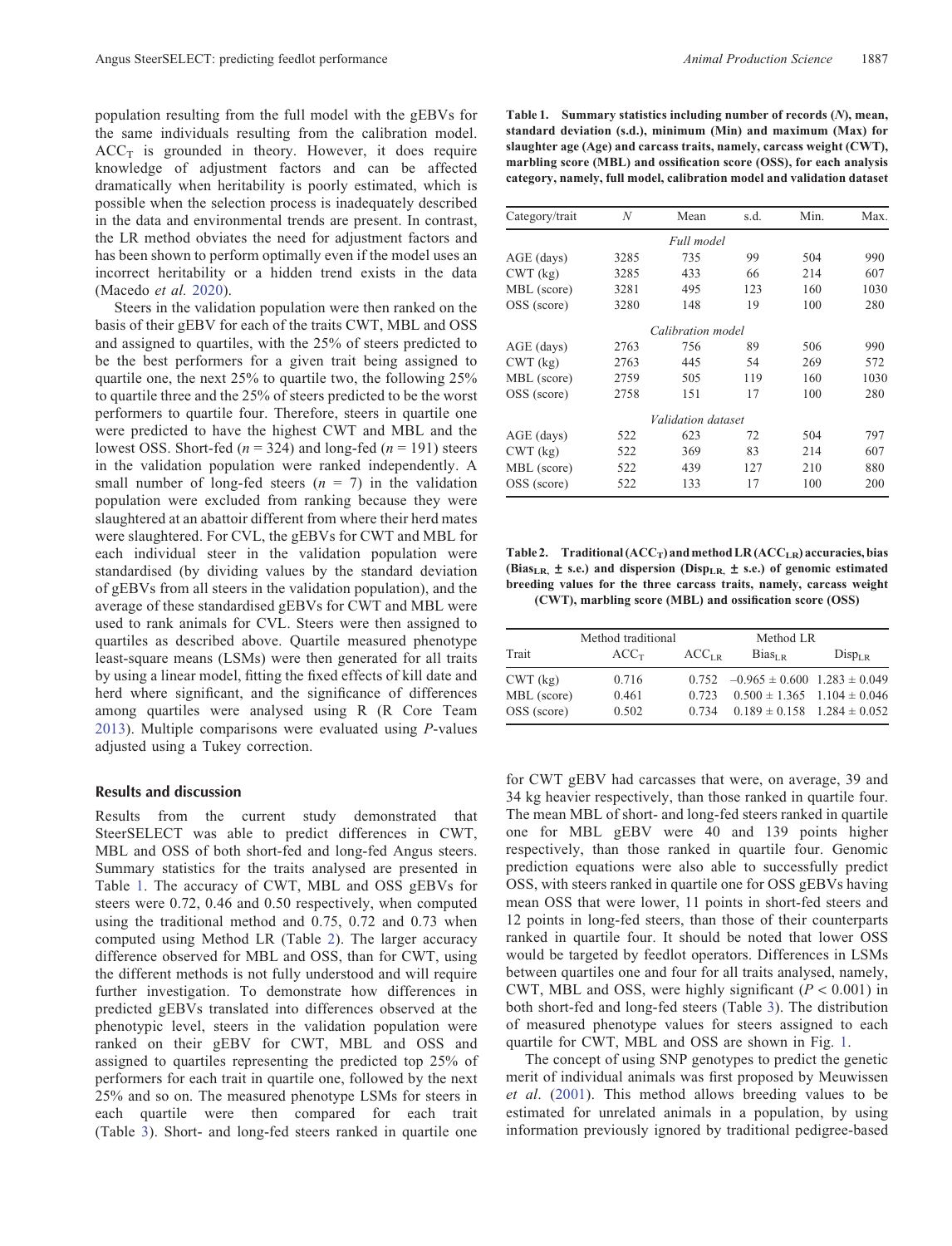population resulting from the full model with the gEBVs for the same individuals resulting from the calibration model. $ACC_T$ is grounded in theory. However, it does require knowledge of adjustment factors and can be affected dramatically when heritability is poorly estimated, which is possible when the selection process is inadequately described in the data and environmental trends are present. In contrast, the LR method obviates the need for adjustment factors and has been shown to perform optimally even if the model uses an incorrect heritability or a hidden trend exists in the data (Macedo *et al.* 2020).

Steers in the validation population were then ranked on the basis of their gEBV for each of the traits CWT, MBL and OSS and assigned to quartiles, with the 25% of steers predicted to be the best performers for a given trait being assigned to quartile one, the next 25% to quartile two, the following 25% to quartile three and the 25% of steers predicted to be the worst performers to quartile four. Therefore, steers in quartile one were predicted to have the highest CWT and MBL and the lowest OSS. Short-fed ($n$ = 324) and long-fed ($n$ = 191) steers in the validation population were ranked independently. A small number of long-fed steers ($n$ = 7) in the validation population were excluded from ranking because they were slaughtered at an abattoir different from where their herd mates were slaughtered. For CVL, the gEBVs for CWT and MBL for each individual steer in the validation population were standardised (by dividing values by the standard deviation of gEBVs from all steers in the validation population), and the average of these standardised gEBVs for CWT and MBL were used to rank animals for CVL. Steers were then assigned to quartiles as described above. Quartile measured phenotype least-square means (LSMs) were then generated for all traits by using a linear model, fitting the fixed effects of kill date and herd where significant, and the significance of differences among quartiles were analysed using R (R Core Team 2013). Multiple comparisons were evaluated using $P$-values adjusted using a Tukey correction.

## Results and discussion

Results from the current study demonstrated that SteerSELECT was able to predict differences in CWT, MBL and OSS of both short-fed and long-fed Angus steers. Summary statistics for the traits analysed are presented in Table 1. The accuracy of CWT, MBL and OSS gEBVs for steers were 0.72, 0.46 and 0.50 respectively, when computed using the traditional method and 0.75, 0.72 and 0.73 when computed using Method LR (Table 2). The larger accuracy difference observed for MBL and OSS, than for CWT, using the different methods is not fully understood and will require further investigation. To demonstrate how differences in predicted gEBVs translated into differences observed at the phenotypic level, steers in the validation population were ranked on their gEBV for CWT, MBL and OSS and assigned to quartiles representing the predicted top 25% of performers for each trait in quartile one, followed by the next 25% and so on. The measured phenotype LSMs for steers in each quartile were then compared for each trait (Table 3). Short- and long-fed steers ranked in quartile one for CWT gEBV had carcasses that were, on average, 39 and 34 kg heavier respectively, than those ranked in quartile four. The mean MBL of short- and long-fed steers ranked in quartile one for MBL gEBV were 40 and 139 points higher respectively, than those ranked in quartile four. Genomic prediction equations were also able to successfully predict OSS, with steers ranked in quartile one for OSS gEBVs having mean OSS that were lower, 11 points in short-fed steers and 12 points in long-fed steers, than those of their counterparts ranked in quartile four. It should be noted that lower OSS would be targeted by feedlot operators. Differences in LSMs between quartiles one and four for all traits analysed, namely, CWT, MBL and OSS, were highly significant ($P$ < 0.001) in both short-fed and long-fed steers (Table 3). The distribution of measured phenotype values for steers assigned to each quartile for CWT, MBL and OSS are shown in Fig. 1.

The concept of using SNP genotypes to predict the genetic merit of individual animals was first proposed by Meuwissen *et al*. (2001). This method allows breeding values to be estimated for unrelated animals in a population, by using information previously ignored by traditional pedigree-based

**Table 1. Summary statistics including number of records ($N$), mean, standard deviation (s.d.), minimum (Min) and maximum (Max) for slaughter age (Age) and carcass traits, namely, carcass weight (CWT), marbling score (MBL) and ossification score (OSS), for each analysis category, namely, full model, calibration model and validation dataset**

| Category/trait | $N$ | Mean | s.d. | Min. | Max. |
|---|---|---|---|---|---|
| *Full model* | | | | | |
| AGE (days) | 3285 | 735 | 99 | 504 | 990 |
| CWT (kg) | 3285 | 433 | 66 | 214 | 607 |
| MBL (score) | 3281 | 495 | 123 | 160 | 1030 |
| OSS (score) | 3280 | 148 | 19 | 100 | 280 |
| *Calibration model* | | | | | |
| AGE (days) | 2763 | 756 | 89 | 506 | 990 |
| CWT (kg) | 2763 | 445 | 54 | 269 | 572 |
| MBL (score) | 2759 | 505 | 119 | 160 | 1030 |
| OSS (score) | 2758 | 151 | 17 | 100 | 280 |
| *Validation dataset* | | | | | |
| AGE (days) | 522 | 623 | 72 | 504 | 797 |
| CWT (kg) | 522 | 369 | 83 | 214 | 607 |
| MBL (score) | 522 | 439 | 127 | 210 | 880 |
| OSS (score) | 522 | 133 | 17 | 100 | 200 |

**Table 2. Traditional ($ACC_T$) and method LR ($ACC_{LR}$) accuracies, bias ($Bias_{LR}$, ± s.e.) and dispersion ($Disp_{LR}$, ± s.e.) of genomic estimated breeding values for the three carcass traits, namely, carcass weight (CWT), marbling score (MBL) and ossification score (OSS)**

| Trait | Method traditional | Method LR | | |
|---|---|---|---|---|
| | $ACC_T$ | $ACC_{LR}$ | $Bias_{LR}$ | $Disp_{LR}$ |
| CWT (kg) | 0.716 | 0.752 | –0.965 ± 0.600 | 1.283 ± 0.049 |
| MBL (score) | 0.461 | 0.723 | 0.500 ± 1.365 | 1.104 ± 0.046 |
| OSS (score) | 0.502 | 0.734 | 0.189 ± 0.158 | 1.284 ± 0.052 |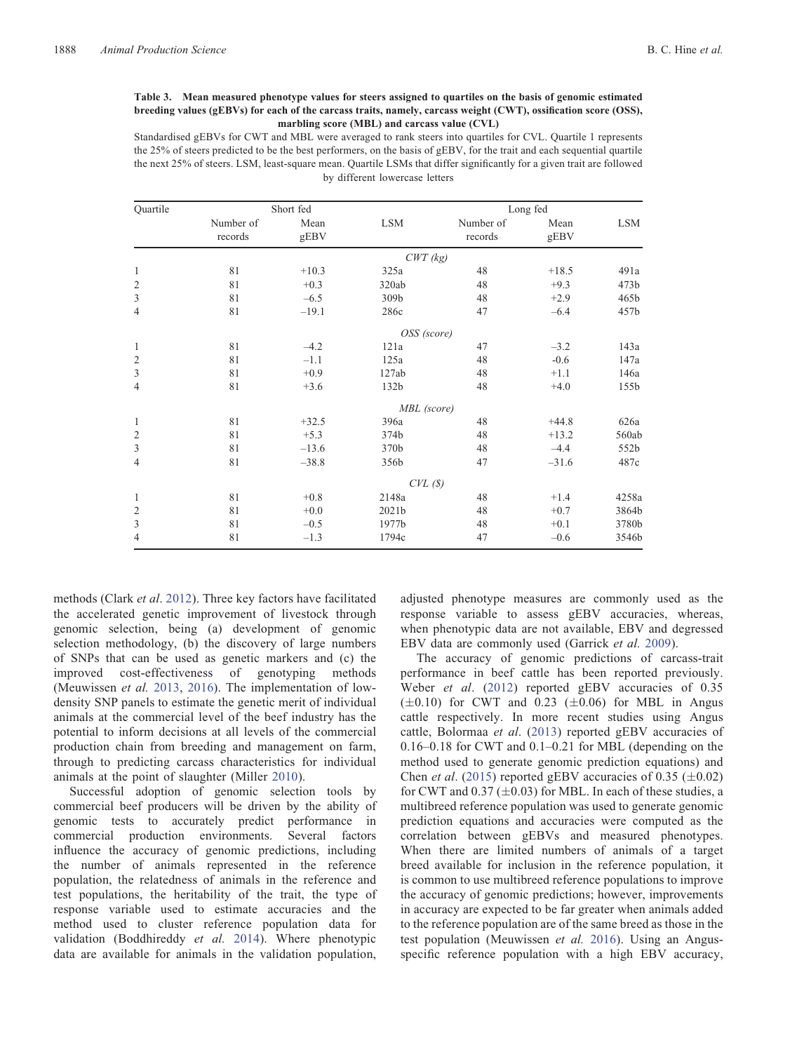**Table 3. Mean measured phenotype values for steers assigned to quartiles on the basis of genomic estimated breeding values (gEBVs) for each of the carcass traits, namely, carcass weight (CWT), ossification score (OSS), marbling score (MBL) and carcass value (CVL)**

Standardised gEBVs for CWT and MBL were averaged to rank steers into quartiles for CVL. Quartile 1 represents the 25% of steers predicted to be the best performers, on the basis of gEBV, for the trait and each sequential quartile the next 25% of steers. LSM, least-square mean. Quartile LSMs that differ significantly for a given trait are followed by different lowercase letters

| Quartile | Short fed | | | Long fed | | |
|---|---|---|---|---|---|---|
| | Number of records | Mean gEBV | LSM | Number of records | Mean gEBV | LSM |
| | | | *CWT (kg)* | | | |
| 1 | 81 | +10.3 | 325a | 48 | +18.5 | 491a |
| 2 | 81 | +0.3 | 320ab | 48 | +9.3 | 473b |
| 3 | 81 | –6.5 | 309b | 48 | +2.9 | 465b |
| 4 | 81 | –19.1 | 286c | 47 | –6.4 | 457b |
| | | | *OSS (score)* | | | |
| 1 | 81 | –4.2 | 121a | 47 | –3.2 | 143a |
| 2 | 81 | –1.1 | 125a | 48 | -0.6 | 147a |
| 3 | 81 | +0.9 | 127ab | 48 | +1.1 | 146a |
| 4 | 81 | +3.6 | 132b | 48 | +4.0 | 155b |
| | | | *MBL (score)* | | | |
| 1 | 81 | +32.5 | 396a | 48 | +44.8 | 626a |
| 2 | 81 | +5.3 | 374b | 48 | +13.2 | 560ab |
| 3 | 81 | –13.6 | 370b | 48 | –4.4 | 552b |
| 4 | 81 | –38.8 | 356b | 47 | –31.6 | 487c |
| | | | *CVL ($)* | | | |
| 1 | 81 | +0.8 | 2148a | 48 | +1.4 | 4258a |
| 2 | 81 | +0.0 | 2021b | 48 | +0.7 | 3864b |
| 3 | 81 | –0.5 | 1977b | 48 | +0.1 | 3780b |
| 4 | 81 | –1.3 | 1794c | 47 | –0.6 | 3546b |

methods (Clark *et al*. 2012). Three key factors have facilitated the accelerated genetic improvement of livestock through genomic selection, being (a) development of genomic selection methodology, (b) the discovery of large numbers of SNPs that can be used as genetic markers and (c) the improved cost-effectiveness of genotyping methods (Meuwissen *et al.* 2013, 2016). The implementation of low-density SNP panels to estimate the genetic merit of individual animals at the commercial level of the beef industry has the potential to inform decisions at all levels of the commercial production chain from breeding and management on farm, through to predicting carcass characteristics for individual animals at the point of slaughter (Miller 2010).

Successful adoption of genomic selection tools by commercial beef producers will be driven by the ability of genomic tests to accurately predict performance in commercial production environments. Several factors influence the accuracy of genomic predictions, including the number of animals represented in the reference population, the relatedness of animals in the reference and test populations, the heritability of the trait, the type of response variable used to estimate accuracies and the method used to cluster reference population data for validation (Boddhireddy *et al.* 2014). Where phenotypic data are available for animals in the validation population, adjusted phenotype measures are commonly used as the response variable to assess gEBV accuracies, whereas, when phenotypic data are not available, EBV and degressed EBV data are commonly used (Garrick *et al.* 2009).

The accuracy of genomic predictions of carcass-trait performance in beef cattle has been reported previously. Weber *et al*. (2012) reported gEBV accuracies of 0.35 ($\pm$0.10) for CWT and 0.23 ($\pm$0.06) for MBL in Angus cattle respectively. In more recent studies using Angus cattle, Bolormaa *et al*. (2013) reported gEBV accuracies of 0.16–0.18 for CWT and 0.1–0.21 for MBL (depending on the method used to generate genomic prediction equations) and Chen *et al*. (2015) reported gEBV accuracies of 0.35 ($\pm$0.02) for CWT and 0.37 ($\pm$0.03) for MBL. In each of these studies, a multibreed reference population was used to generate genomic prediction equations and accuracies were computed as the correlation between gEBVs and measured phenotypes. When there are limited numbers of animals of a target breed available for inclusion in the reference population, it is common to use multibreed reference populations to improve the accuracy of genomic predictions; however, improvements in accuracy are expected to be far greater when animals added to the reference population are of the same breed as those in the test population (Meuwissen *et al.* 2016). Using an Angus-specific reference population with a high EBV accuracy,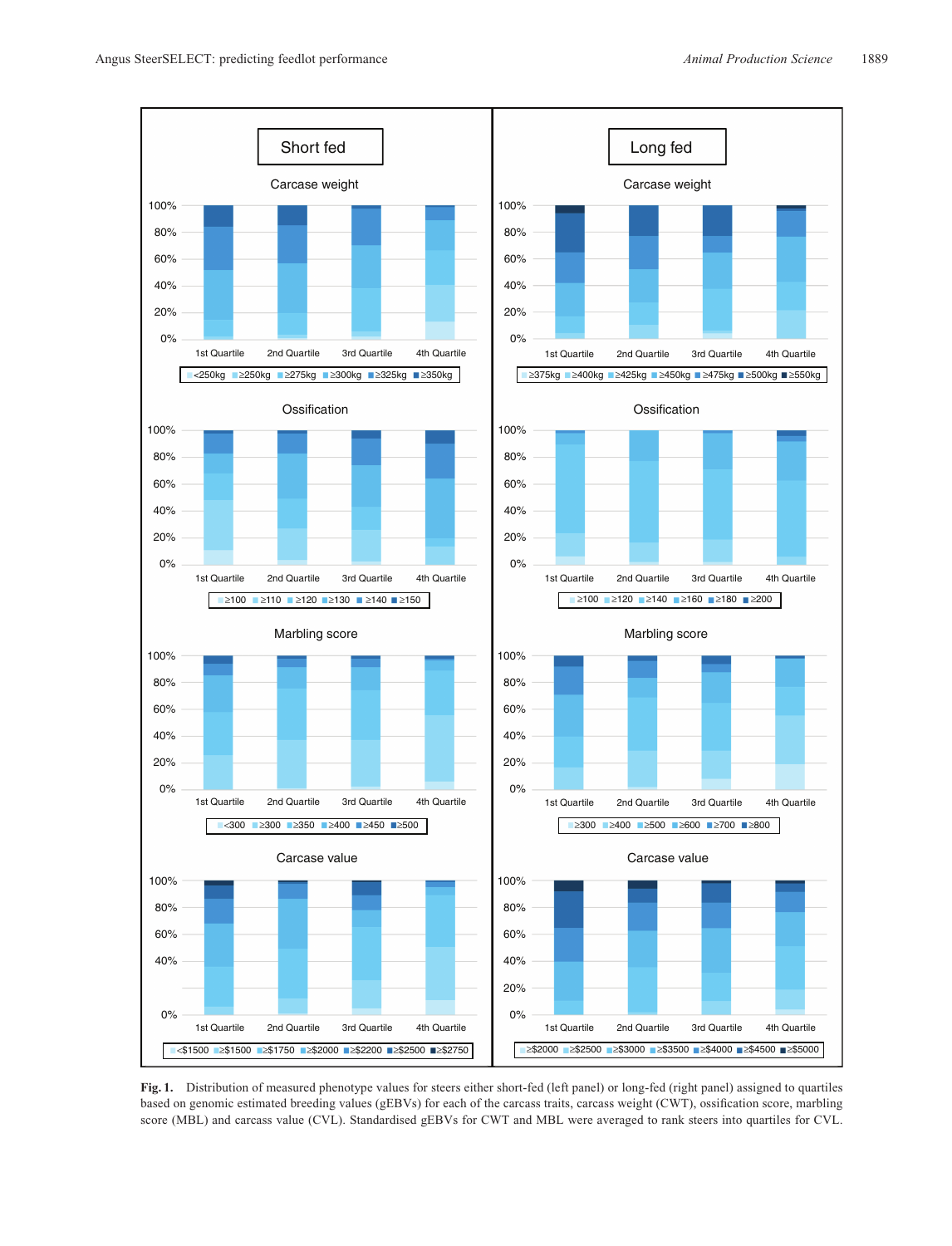**Fig. 1.** Distribution of measured phenotype values for steers either short-fed (left panel) or long-fed (right panel) assigned to quartiles based on genomic estimated breeding values (gEBVs) for each of the carcass traits, carcass weight (CWT), ossification score, marbling score (MBL) and carcass value (CVL). Standardised gEBVs for CWT and MBL were averaged to rank steers into quartiles for CVL.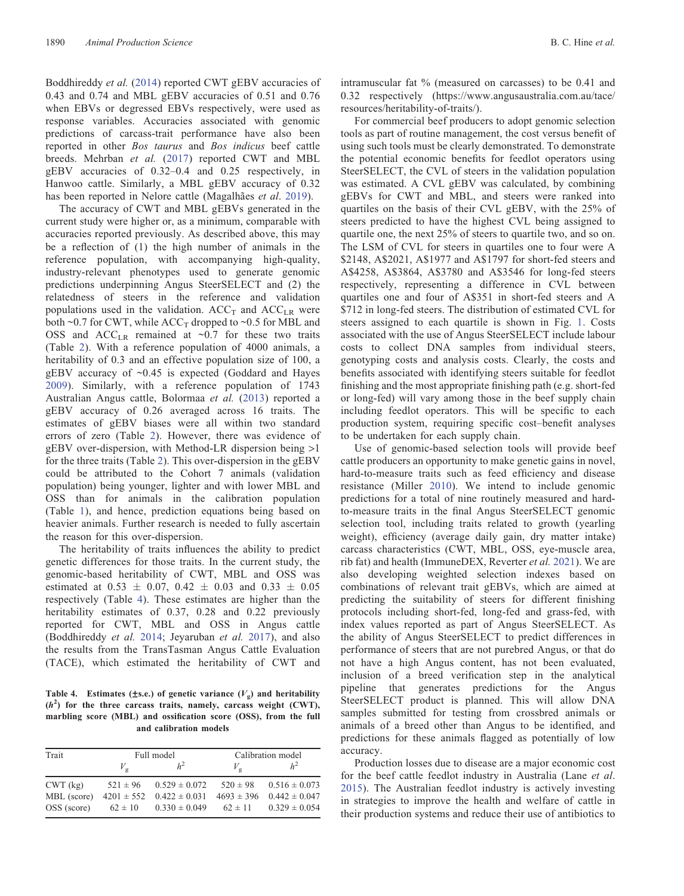Boddhireddy *et al.* (2014) reported CWT gEBV accuracies of 0.43 and 0.74 and MBL gEBV accuracies of 0.51 and 0.76 when EBVs or degressed EBVs respectively, were used as response variables. Accuracies associated with genomic predictions of carcass-trait performance have also been reported in other *Bos taurus* and *Bos indicus* beef cattle breeds. Mehrban *et al.* (2017) reported CWT and MBL gEBV accuracies of 0.32–0.4 and 0.25 respectively, in Hanwoo cattle. Similarly, a MBL gEBV accuracy of 0.32 has been reported in Nelore cattle (Magalhães *et al*. 2019).

The accuracy of CWT and MBL gEBVs generated in the current study were higher or, as a minimum, comparable with accuracies reported previously. As described above, this may be a reflection of (1) the high number of animals in the reference population, with accompanying high-quality, industry-relevant phenotypes used to generate genomic predictions underpinning Angus SteerSELECT and (2) the relatedness of steers in the reference and validation populations used in the validation. $ACC_T$ and $ACC_{LR}$ were both ~0.7 for CWT, while $ACC_T$ dropped to ~0.5 for MBL and OSS and $ACC_{LR}$ remained at ~0.7 for these two traits (Table 2). With a reference population of 4000 animals, a heritability of 0.3 and an effective population size of 100, a gEBV accuracy of ~0.45 is expected (Goddard and Hayes 2009). Similarly, with a reference population of 1743 Australian Angus cattle, Bolormaa *et al.* (2013) reported a gEBV accuracy of 0.26 averaged across 16 traits. The estimates of gEBV biases were all within two standard errors of zero (Table 2). However, there was evidence of gEBV over-dispersion, with Method-LR dispersion being >1 for the three traits (Table 2). This over-dispersion in the gEBV could be attributed to the Cohort 7 animals (validation population) being younger, lighter and with lower MBL and OSS than for animals in the calibration population (Table 1), and hence, prediction equations being based on heavier animals. Further research is needed to fully ascertain the reason for this over-dispersion.

The heritability of traits influences the ability to predict genetic differences for those traits. In the current study, the genomic-based heritability of CWT, MBL and OSS was estimated at 0.53 ± 0.07, 0.42 ± 0.03 and 0.33 ± 0.05 respectively (Table 4). These estimates are higher than the heritability estimates of 0.37, 0.28 and 0.22 previously reported for CWT, MBL and OSS in Angus cattle (Boddhireddy *et al.* 2014; Jeyaruban *et al.* 2017), and also the results from the TransTasman Angus Cattle Evaluation (TACE), which estimated the heritability of CWT and intramuscular fat % (measured on carcasses) to be 0.41 and 0.32 respectively (https://www.angusaustralia.com.au/tace/resources/heritability-of-traits/).

**Table 4. Estimates (±s.e.) of genetic variance ($V_g$) and heritability ($h^2$) for the three carcass traits, namely, carcass weight (CWT), marbling score (MBL) and ossification score (OSS), from the full and calibration models**

| Trait | Full model | | Calibration model | |
|---|---|---|---|---|
| | $V_g$ | $h^2$ | $V_g$ | $h^2$ |
| CWT (kg) | 521 ± 96 | 0.529 ± 0.072 | 520 ± 98 | 0.516 ± 0.073 |
| MBL (score) | 4201 ± 552 | 0.422 ± 0.031 | 4693 ± 396 | 0.442 ± 0.047 |
| OSS (score) | 62 ± 10 | 0.330 ± 0.049 | 62 ± 11 | 0.329 ± 0.054 |

For commercial beef producers to adopt genomic selection tools as part of routine management, the cost versus benefit of using such tools must be clearly demonstrated. To demonstrate the potential economic benefits for feedlot operators using SteerSELECT, the CVL of steers in the validation population was estimated. A CVL gEBV was calculated, by combining gEBVs for CWT and MBL, and steers were ranked into quartiles on the basis of their CVL gEBV, with the 25% of steers predicted to have the highest CVL being assigned to quartile one, the next 25% of steers to quartile two, and so on. The LSM of CVL for steers in quartiles one to four were A$2148, A$2021, A$1977 and A$1797 for short-fed steers and A$4258, A$3864, A$3780 and A$3546 for long-fed steers respectively, representing a difference in CVL between quartiles one and four of A$351 in short-fed steers and A$712 in long-fed steers. The distribution of estimated CVL for steers assigned to each quartile is shown in Fig. 1. Costs associated with the use of Angus SteerSELECT include labour costs to collect DNA samples from individual steers, genotyping costs and analysis costs. Clearly, the costs and benefits associated with identifying steers suitable for feedlot finishing and the most appropriate finishing path (e.g. short-fed or long-fed) will vary among those in the beef supply chain including feedlot operators. This will be specific to each production system, requiring specific cost–benefit analyses to be undertaken for each supply chain.

Use of genomic-based selection tools will provide beef cattle producers an opportunity to make genetic gains in novel, hard-to-measure traits such as feed efficiency and disease resistance (Miller 2010). We intend to include genomic predictions for a total of nine routinely measured and hard-to-measure traits in the final Angus SteerSELECT genomic selection tool, including traits related to growth (yearling weight), efficiency (average daily gain, dry matter intake) carcass characteristics (CWT, MBL, OSS, eye-muscle area, rib fat) and health (ImmuneDEX, Reverter *et al.* 2021). We are also developing weighted selection indexes based on combinations of relevant trait gEBVs, which are aimed at predicting the suitability of steers for different finishing protocols including short-fed, long-fed and grass-fed, with index values reported as part of Angus SteerSELECT. As the ability of Angus SteerSELECT to predict differences in performance of steers that are not purebred Angus, or that do not have a high Angus content, has not been evaluated, inclusion of a breed verification step in the analytical pipeline that generates predictions for the Angus SteerSELECT product is planned. This will allow DNA samples submitted for testing from crossbred animals or animals of a breed other than Angus to be identified, and predictions for these animals flagged as potentially of low accuracy.

Production losses due to disease are a major economic cost for the beef cattle feedlot industry in Australia (Lane *et al*. 2015). The Australian feedlot industry is actively investing in strategies to improve the health and welfare of cattle in their production systems and reduce their use of antibiotics to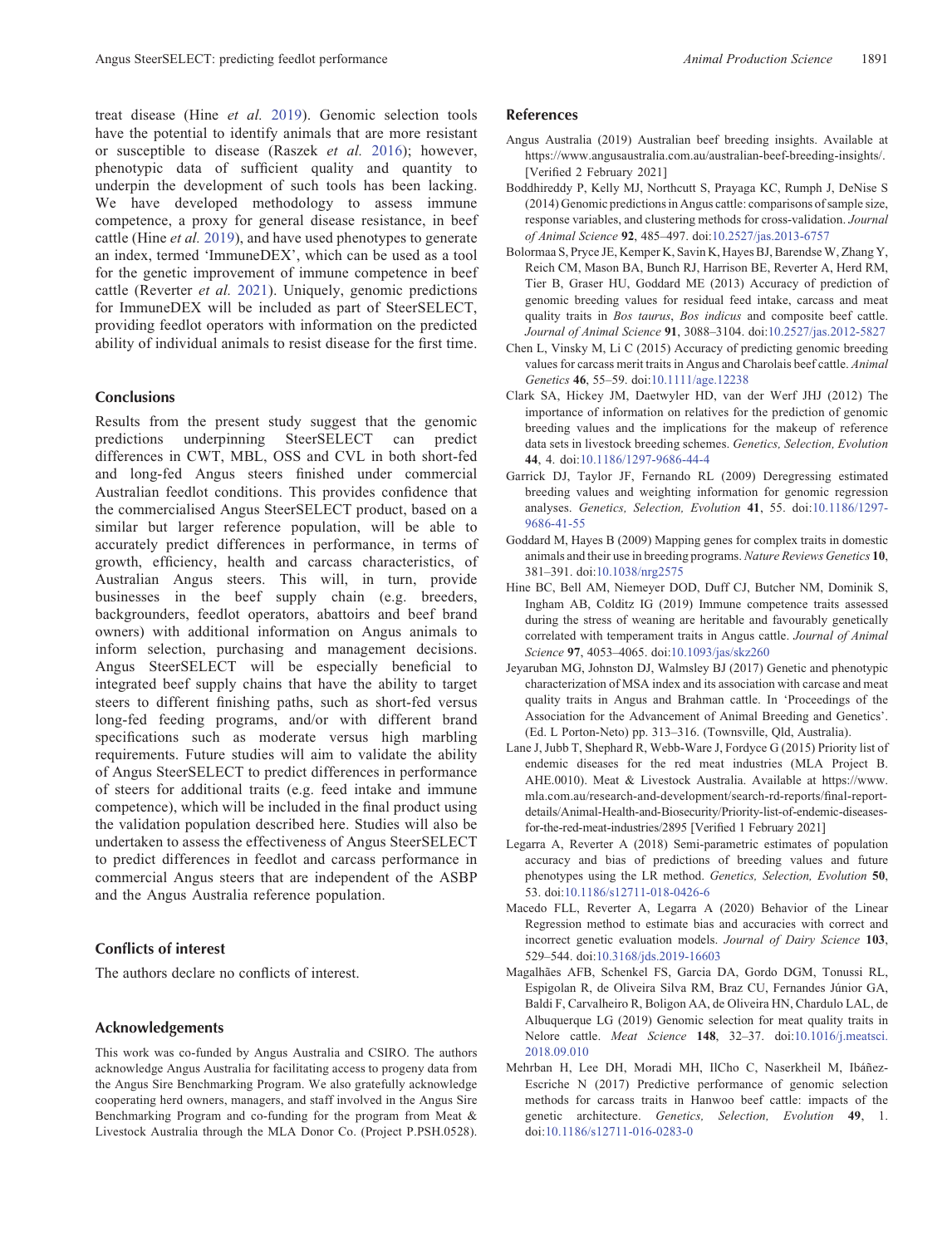treat disease (Hine *et al.* 2019). Genomic selection tools have the potential to identify animals that are more resistant or susceptible to disease (Raszek *et al.* 2016); however, phenotypic data of sufficient quality and quantity to underpin the development of such tools has been lacking. We have developed methodology to assess immune competence, a proxy for general disease resistance, in beef cattle (Hine *et al.* 2019), and have used phenotypes to generate an index, termed 'ImmuneDEX', which can be used as a tool for the genetic improvement of immune competence in beef cattle (Reverter *et al.* 2021). Uniquely, genomic predictions for ImmuneDEX will be included as part of SteerSELECT, providing feedlot operators with information on the predicted ability of individual animals to resist disease for the first time.

## Conclusions

Results from the present study suggest that the genomic predictions underpinning SteerSELECT can predict differences in CWT, MBL, OSS and CVL in both short-fed and long-fed Angus steers finished under commercial Australian feedlot conditions. This provides confidence that the commercialised Angus SteerSELECT product, based on a similar but larger reference population, will be able to accurately predict differences in performance, in terms of growth, efficiency, health and carcass characteristics, of Australian Angus steers. This will, in turn, provide businesses in the beef supply chain (e.g. breeders, backgrounders, feedlot operators, abattoirs and beef brand owners) with additional information on Angus animals to inform selection, purchasing and management decisions. Angus SteerSELECT will be especially beneficial to integrated beef supply chains that have the ability to target steers to different finishing paths, such as short-fed versus long-fed feeding programs, and/or with different brand specifications such as moderate versus high marbling requirements. Future studies will aim to validate the ability of Angus SteerSELECT to predict differences in performance of steers for additional traits (e.g. feed intake and immune competence), which will be included in the final product using the validation population described here. Studies will also be undertaken to assess the effectiveness of Angus SteerSELECT to predict differences in feedlot and carcass performance in commercial Angus steers that are independent of the ASBP and the Angus Australia reference population.

## Conflicts of interest

The authors declare no conflicts of interest.

## Acknowledgements

This work was co-funded by Angus Australia and CSIRO. The authors acknowledge Angus Australia for facilitating access to progeny data from the Angus Sire Benchmarking Program. We also gratefully acknowledge cooperating herd owners, managers, and staff involved in the Angus Sire Benchmarking Program and co-funding for the program from Meat & Livestock Australia through the MLA Donor Co. (Project P.PSH.0528).

## References

Angus Australia (2019) Australian beef breeding insights. Available at https://www.angusaustralia.com.au/australian-beef-breeding-insights/. [Verified 2 February 2021]

Boddhireddy P, Kelly MJ, Northcutt S, Prayaga KC, Rumph J, DeNise S (2014) Genomic predictions in Angus cattle: comparisons of sample size, response variables, and clustering methods for cross-validation. *Journal of Animal Science* **92**, 485–497. doi:10.2527/jas.2013-6757

Bolormaa S, Pryce JE, Kemper K, Savin K, Hayes BJ, Barendse W, Zhang Y, Reich CM, Mason BA, Bunch RJ, Harrison BE, Reverter A, Herd RM, Tier B, Graser HU, Goddard ME (2013) Accuracy of prediction of genomic breeding values for residual feed intake, carcass and meat quality traits in *Bos taurus*, *Bos indicus* and composite beef cattle. *Journal of Animal Science* **91**, 3088–3104. doi:10.2527/jas.2012-5827

Chen L, Vinsky M, Li C (2015) Accuracy of predicting genomic breeding values for carcass merit traits in Angus and Charolais beef cattle. *Animal Genetics* **46**, 55–59. doi:10.1111/age.12238

Clark SA, Hickey JM, Daetwyler HD, van der Werf JHJ (2012) The importance of information on relatives for the prediction of genomic breeding values and the implications for the makeup of reference data sets in livestock breeding schemes. *Genetics, Selection, Evolution* **44**, 4. doi:10.1186/1297-9686-44-4

Garrick DJ, Taylor JF, Fernando RL (2009) Deregressing estimated breeding values and weighting information for genomic regression analyses. *Genetics, Selection, Evolution* **41**, 55. doi:10.1186/1297-9686-41-55

Goddard M, Hayes B (2009) Mapping genes for complex traits in domestic animals and their use in breeding programs. *Nature Reviews Genetics* **10**, 381–391. doi:10.1038/nrg2575

Hine BC, Bell AM, Niemeyer DOD, Duff CJ, Butcher NM, Dominik S, Ingham AB, Colditz IG (2019) Immune competence traits assessed during the stress of weaning are heritable and favourably genetically correlated with temperament traits in Angus cattle. *Journal of Animal Science* **97**, 4053–4065. doi:10.1093/jas/skz260

Jeyaruban MG, Johnston DJ, Walmsley BJ (2017) Genetic and phenotypic characterization of MSA index and its association with carcase and meat quality traits in Angus and Brahman cattle. In 'Proceedings of the Association for the Advancement of Animal Breeding and Genetics'. (Ed. L Porton-Neto) pp. 313–316. (Townsville, Qld, Australia).

Lane J, Jubb T, Shephard R, Webb-Ware J, Fordyce G (2015) Priority list of endemic diseases for the red meat industries (MLA Project B. AHE.0010). Meat & Livestock Australia. Available at https://www.mla.com.au/research-and-development/search-rd-reports/final-report-details/Animal-Health-and-Biosecurity/Priority-list-of-endemic-diseases-for-the-red-meat-industries/2895 [Verified 1 February 2021]

Legarra A, Reverter A (2018) Semi-parametric estimates of population accuracy and bias of predictions of breeding values and future phenotypes using the LR method. *Genetics, Selection, Evolution* **50**, 53. doi:10.1186/s12711-018-0426-6

Macedo FLL, Reverter A, Legarra A (2020) Behavior of the Linear Regression method to estimate bias and accuracies with correct and incorrect genetic evaluation models. *Journal of Dairy Science* **103**, 529–544. doi:10.3168/jds.2019-16603

Magalhães AFB, Schenkel FS, Garcia DA, Gordo DGM, Tonussi RL, Espigolan R, de Oliveira Silva RM, Braz CU, Fernandes Júnior GA, Baldi F, Carvalheiro R, Boligon AA, de Oliveira HN, Chardulo LAL, de Albuquerque LG (2019) Genomic selection for meat quality traits in Nelore cattle. *Meat Science* **148**, 32–37. doi:10.1016/j.meatsci.2018.09.010

Mehrban H, Lee DH, Moradi MH, IlCho C, Naserkheil M, Ibáñez-Escriche N (2017) Predictive performance of genomic selection methods for carcass traits in Hanwoo beef cattle: impacts of the genetic architecture. *Genetics, Selection, Evolution* **49**, 1. doi:10.1186/s12711-016-0283-0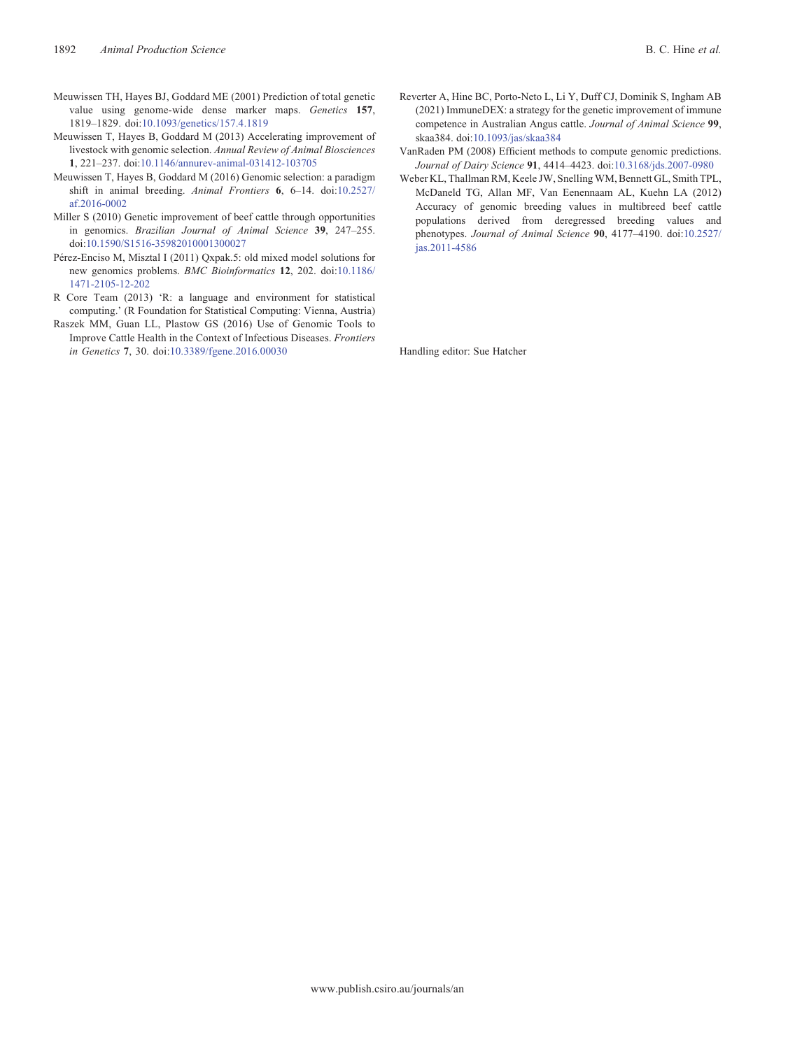Meuwissen TH, Hayes BJ, Goddard ME (2001) Prediction of total genetic value using genome-wide dense marker maps. *Genetics* **157**, 1819–1829. doi:10.1093/genetics/157.4.1819

Meuwissen T, Hayes B, Goddard M (2013) Accelerating improvement of livestock with genomic selection. *Annual Review of Animal Biosciences* **1**, 221–237. doi:10.1146/annurev-animal-031412-103705

Meuwissen T, Hayes B, Goddard M (2016) Genomic selection: a paradigm shift in animal breeding. *Animal Frontiers* **6**, 6–14. doi:10.2527/af.2016-0002

Miller S (2010) Genetic improvement of beef cattle through opportunities in genomics. *Brazilian Journal of Animal Science* **39**, 247–255. doi:10.1590/S1516-35982010001300027

Pérez-Enciso M, Misztal I (2011) Qxpak.5: old mixed model solutions for new genomics problems. *BMC Bioinformatics* **12**, 202. doi:10.1186/1471-2105-12-202

R Core Team (2013) 'R: a language and environment for statistical computing.' (R Foundation for Statistical Computing: Vienna, Austria)

Raszek MM, Guan LL, Plastow GS (2016) Use of Genomic Tools to Improve Cattle Health in the Context of Infectious Diseases. *Frontiers in Genetics* **7**, 30. doi:10.3389/fgene.2016.00030

Reverter A, Hine BC, Porto-Neto L, Li Y, Duff CJ, Dominik S, Ingham AB (2021) ImmuneDEX: a strategy for the genetic improvement of immune competence in Australian Angus cattle. *Journal of Animal Science* **99**, skaa384. doi:10.1093/jas/skaa384

VanRaden PM (2008) Efficient methods to compute genomic predictions. *Journal of Dairy Science* **91**, 4414–4423. doi:10.3168/jds.2007-0980

Weber KL, Thallman RM, Keele JW, Snelling WM, Bennett GL, Smith TPL, McDaneld TG, Allan MF, Van Eenennaam AL, Kuehn LA (2012) Accuracy of genomic breeding values in multibreed beef cattle populations derived from deregressed breeding values and phenotypes. *Journal of Animal Science* **90**, 4177–4190. doi:10.2527/jas.2011-4586

Handling editor: Sue Hatcher